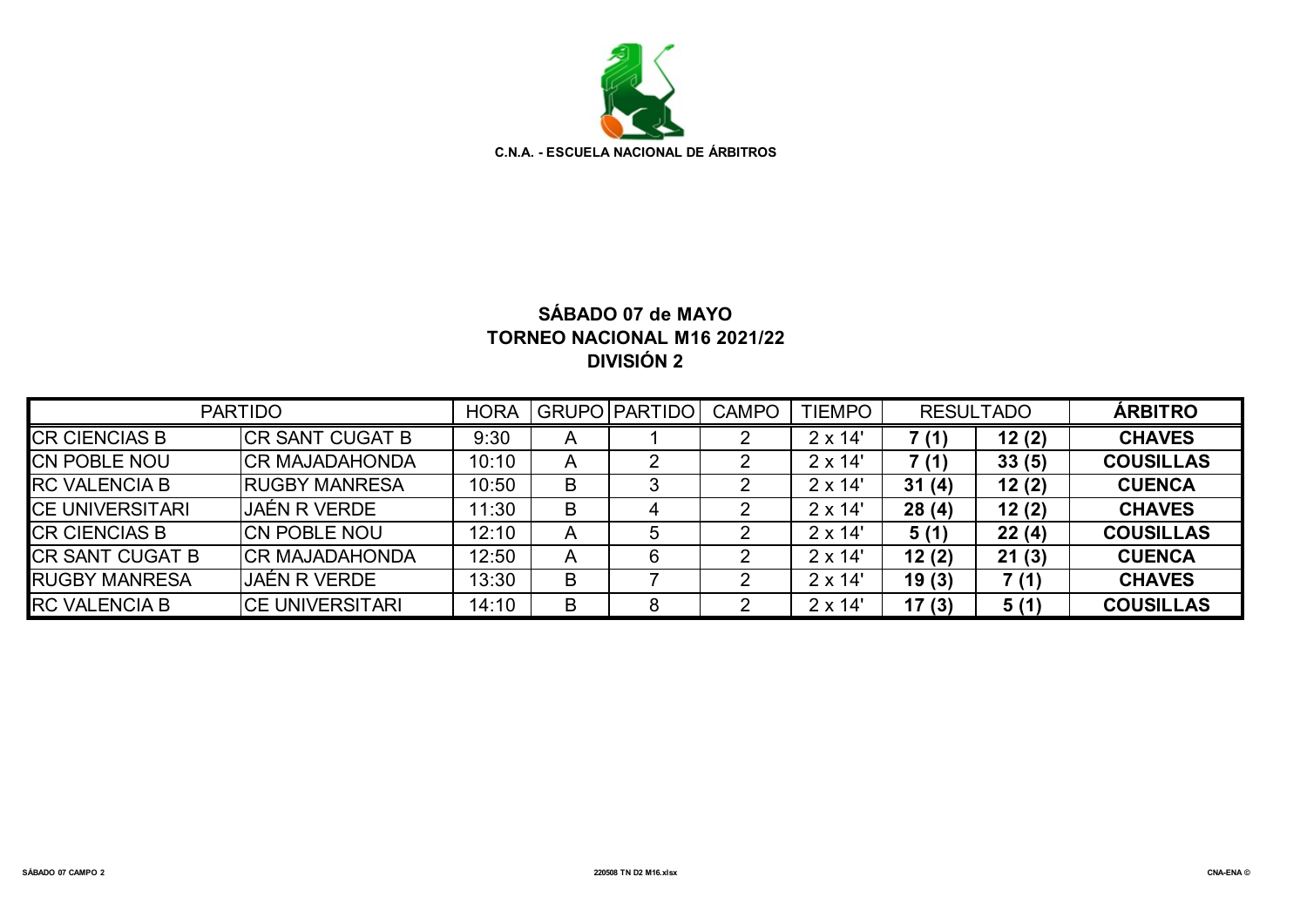C.N.A. - ESCUELA NACIONAL DE ÁRBITROS

## SÁBADO 07 de MAYO
## TORNEO NACIONAL M16 2021/22
## DIVISIÓN 2

| PARTIDO | | HORA | GRUPO | PARTIDO | CAMPO | TIEMPO | RESULTADO | | ÁRBITRO |
|---|---|---|---|---|---|---|---|---|---|
| CR CIENCIAS B | CR SANT CUGAT B | 9:30 | A | 1 | 2 | 2 x 14' | **7 (1)** | **12 (2)** | **CHAVES** |
| CN POBLE NOU | CR MAJADAHONDA | 10:10 | A | 2 | 2 | 2 x 14' | **7 (1)** | **33 (5)** | **COUSILLAS** |
| RC VALENCIA B | RUGBY MANRESA | 10:50 | B | 3 | 2 | 2 x 14' | **31 (4)** | **12 (2)** | **CUENCA** |
| CE UNIVERSITARI | JAÉN R VERDE | 11:30 | B | 4 | 2 | 2 x 14' | **28 (4)** | **12 (2)** | **CHAVES** |
| CR CIENCIAS B | CN POBLE NOU | 12:10 | A | 5 | 2 | 2 x 14' | **5 (1)** | **22 (4)** | **COUSILLAS** |
| CR SANT CUGAT B | CR MAJADAHONDA | 12:50 | A | 6 | 2 | 2 x 14' | **12 (2)** | **21 (3)** | **CUENCA** |
| RUGBY MANRESA | JAÉN R VERDE | 13:30 | B | 7 | 2 | 2 x 14' | **19 (3)** | **7 (1)** | **CHAVES** |
| RC VALENCIA B | CE UNIVERSITARI | 14:10 | B | 8 | 2 | 2 x 14' | **17 (3)** | **5 (1)** | **COUSILLAS** |

SÁBADO 07 CAMPO 2 220508 TN D2 M16.xlsx CNA-ENA ©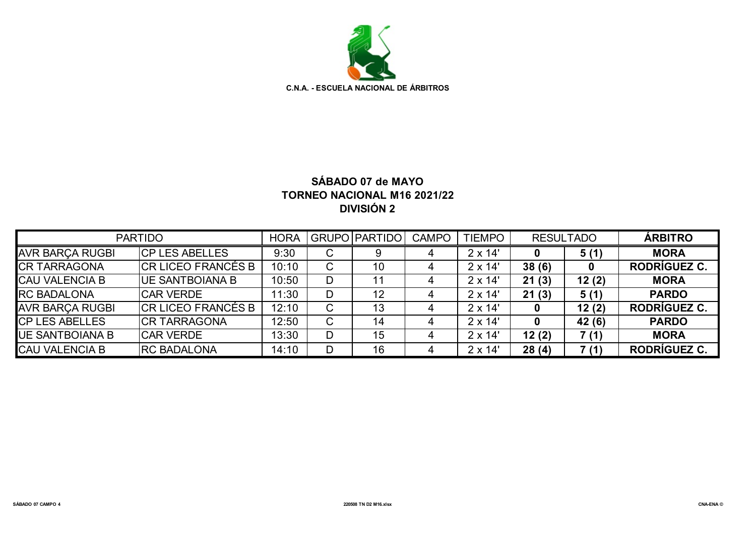C.N.A. - ESCUELA NACIONAL DE ÁRBITROS

## SÁBADO 07 de MAYO
## TORNEO NACIONAL M16 2021/22
## DIVISIÓN 2

| PARTIDO | | HORA | GRUPO | PARTIDO | CAMPO | TIEMPO | RESULTADO | | ÁRBITRO |
|---|---|---|---|---|---|---|---|---|---|
| AVR BARÇA RUGBI | CP LES ABELLES | 9:30 | C | 9 | 4 | 2 x 14' | **0** | **5 (1)** | **MORA** |
| CR TARRAGONA | CR LICEO FRANCÉS B | 10:10 | C | 10 | 4 | 2 x 14' | **38 (6)** | **0** | **RODRÍGUEZ C.** |
| CAU VALENCIA B | UE SANTBOIANA B | 10:50 | D | 11 | 4 | 2 x 14' | **21 (3)** | **12 (2)** | **MORA** |
| RC BADALONA | CAR VERDE | 11:30 | D | 12 | 4 | 2 x 14' | **21 (3)** | **5 (1)** | **PARDO** |
| AVR BARÇA RUGBI | CR LICEO FRANCÉS B | 12:10 | C | 13 | 4 | 2 x 14' | **0** | **12 (2)** | **RODRÍGUEZ C.** |
| CP LES ABELLES | CR TARRAGONA | 12:50 | C | 14 | 4 | 2 x 14' | **0** | **42 (6)** | **PARDO** |
| UE SANTBOIANA B | CAR VERDE | 13:30 | D | 15 | 4 | 2 x 14' | **12 (2)** | **7 (1)** | **MORA** |
| CAU VALENCIA B | RC BADALONA | 14:10 | D | 16 | 4 | 2 x 14' | **28 (4)** | **7 (1)** | **RODRÍGUEZ C.** |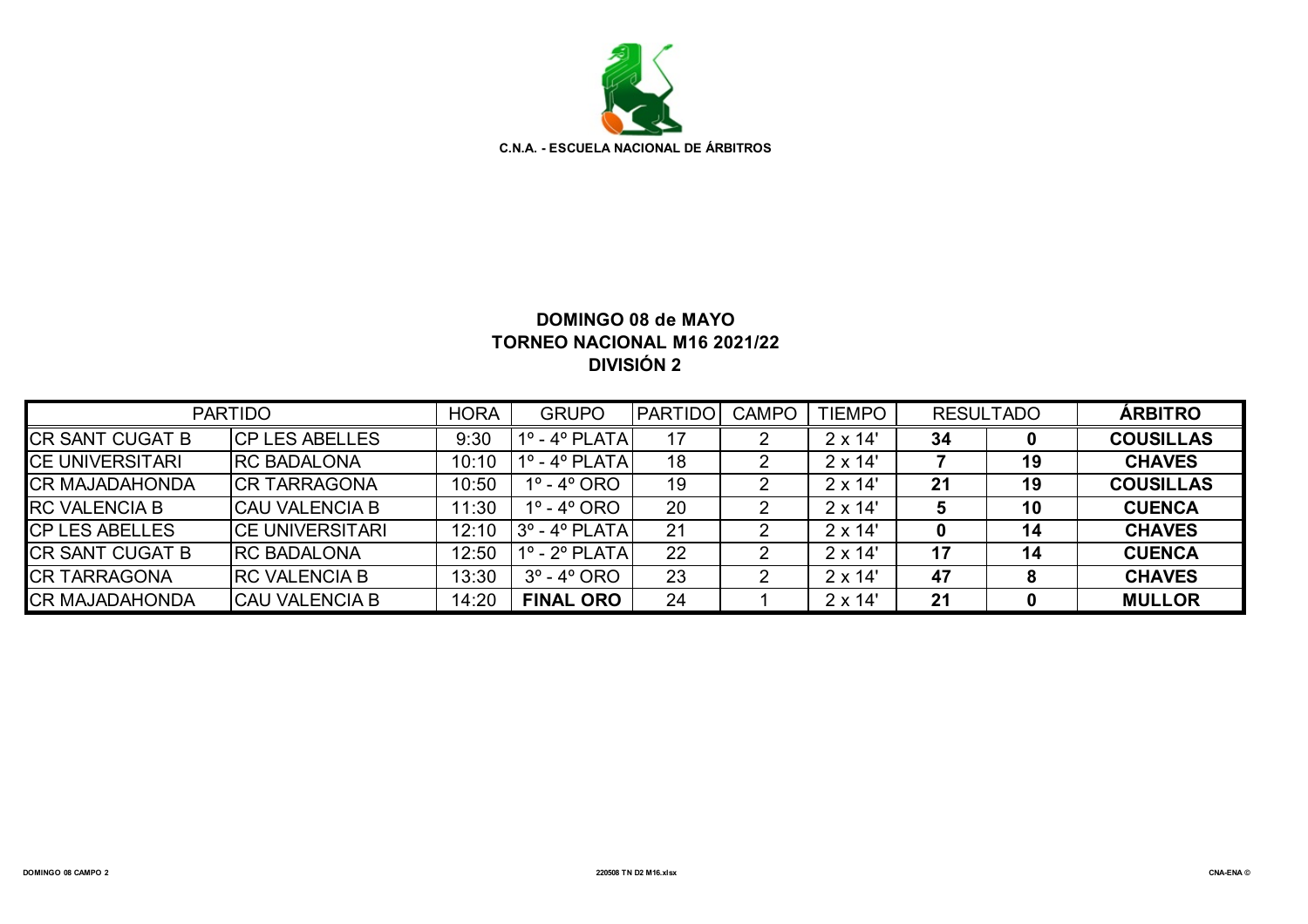**C.N.A. - ESCUELA NACIONAL DE ÁRBITROS**

## DOMINGO 08 de MAYO
## TORNEO NACIONAL M16 2021/22
## DIVISIÓN 2

| PARTIDO | | HORA | GRUPO | PARTIDO | CAMPO | TIEMPO | RESULTADO | | ÁRBITRO |
|---|---|---|---|---|---|---|---|---|---|
| CR SANT CUGAT B | CP LES ABELLES | 9:30 | 1º - 4º PLATA | 17 | 2 | 2 x 14' | **34** | **0** | **COUSILLAS** |
| CE UNIVERSITARI | RC BADALONA | 10:10 | 1º - 4º PLATA | 18 | 2 | 2 x 14' | **7** | **19** | **CHAVES** |
| CR MAJADAHONDA | CR TARRAGONA | 10:50 | 1º - 4º ORO | 19 | 2 | 2 x 14' | **21** | **19** | **COUSILLAS** |
| RC VALENCIA B | CAU VALENCIA B | 11:30 | 1º - 4º ORO | 20 | 2 | 2 x 14' | **5** | **10** | **CUENCA** |
| CP LES ABELLES | CE UNIVERSITARI | 12:10 | 3º - 4º PLATA | 21 | 2 | 2 x 14' | **0** | **14** | **CHAVES** |
| CR SANT CUGAT B | RC BADALONA | 12:50 | 1º - 2º PLATA | 22 | 2 | 2 x 14' | **17** | **14** | **CUENCA** |
| CR TARRAGONA | RC VALENCIA B | 13:30 | 3º - 4º ORO | 23 | 2 | 2 x 14' | **47** | **8** | **CHAVES** |
| CR MAJADAHONDA | CAU VALENCIA B | 14:20 | **FINAL ORO** | 24 | 1 | 2 x 14' | **21** | **0** | **MULLOR** |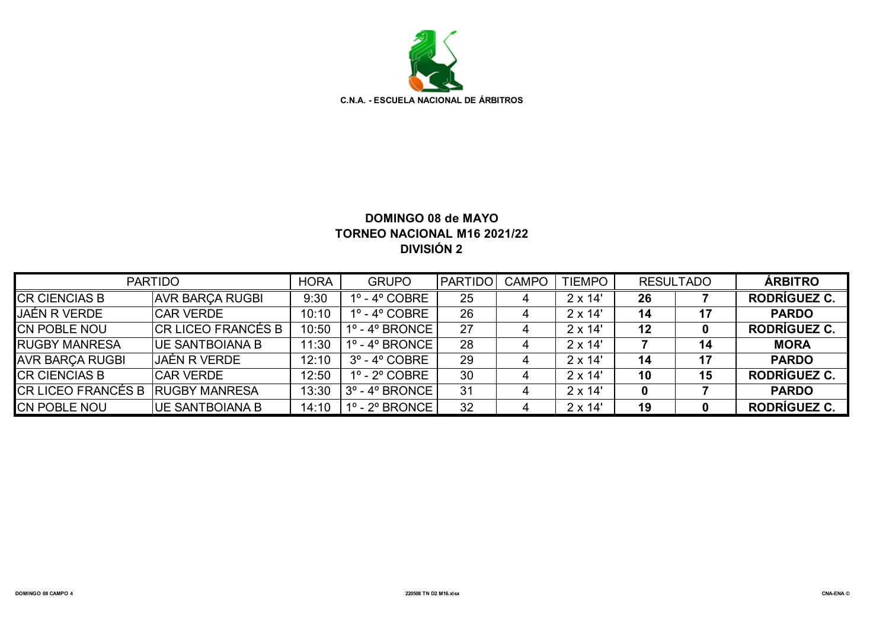**C.N.A. - ESCUELA NACIONAL DE ÁRBITROS**

**DOMINGO 08 de MAYO**
**TORNEO NACIONAL M16 2021/22**
**DIVISIÓN 2**

| PARTIDO | | HORA | GRUPO | PARTIDO | CAMPO | TIEMPO | RESULTADO | | ÁRBITRO |
|---|---|---|---|---|---|---|---|---|---|
| CR CIENCIAS B | AVR BARÇA RUGBI | 9:30 | 1º - 4º COBRE | 25 | 4 | 2 x 14' | **26** | **7** | **RODRÍGUEZ C.** |
| JAÉN R VERDE | CAR VERDE | 10:10 | 1º - 4º COBRE | 26 | 4 | 2 x 14' | **14** | **17** | **PARDO** |
| CN POBLE NOU | CR LICEO FRANCÉS B | 10:50 | 1º - 4º BRONCE | 27 | 4 | 2 x 14' | **12** | **0** | **RODRÍGUEZ C.** |
| RUGBY MANRESA | UE SANTBOIANA B | 11:30 | 1º - 4º BRONCE | 28 | 4 | 2 x 14' | **7** | **14** | **MORA** |
| AVR BARÇA RUGBI | JAÉN R VERDE | 12:10 | 3º - 4º COBRE | 29 | 4 | 2 x 14' | **14** | **17** | **PARDO** |
| CR CIENCIAS B | CAR VERDE | 12:50 | 1º - 2º COBRE | 30 | 4 | 2 x 14' | **10** | **15** | **RODRÍGUEZ C.** |
| CR LICEO FRANCÉS B | RUGBY MANRESA | 13:30 | 3º - 4º BRONCE | 31 | 4 | 2 x 14' | **0** | **7** | **PARDO** |
| CN POBLE NOU | UE SANTBOIANA B | 14:10 | 1º - 2º BRONCE | 32 | 4 | 2 x 14' | **19** | **0** | **RODRÍGUEZ C.** |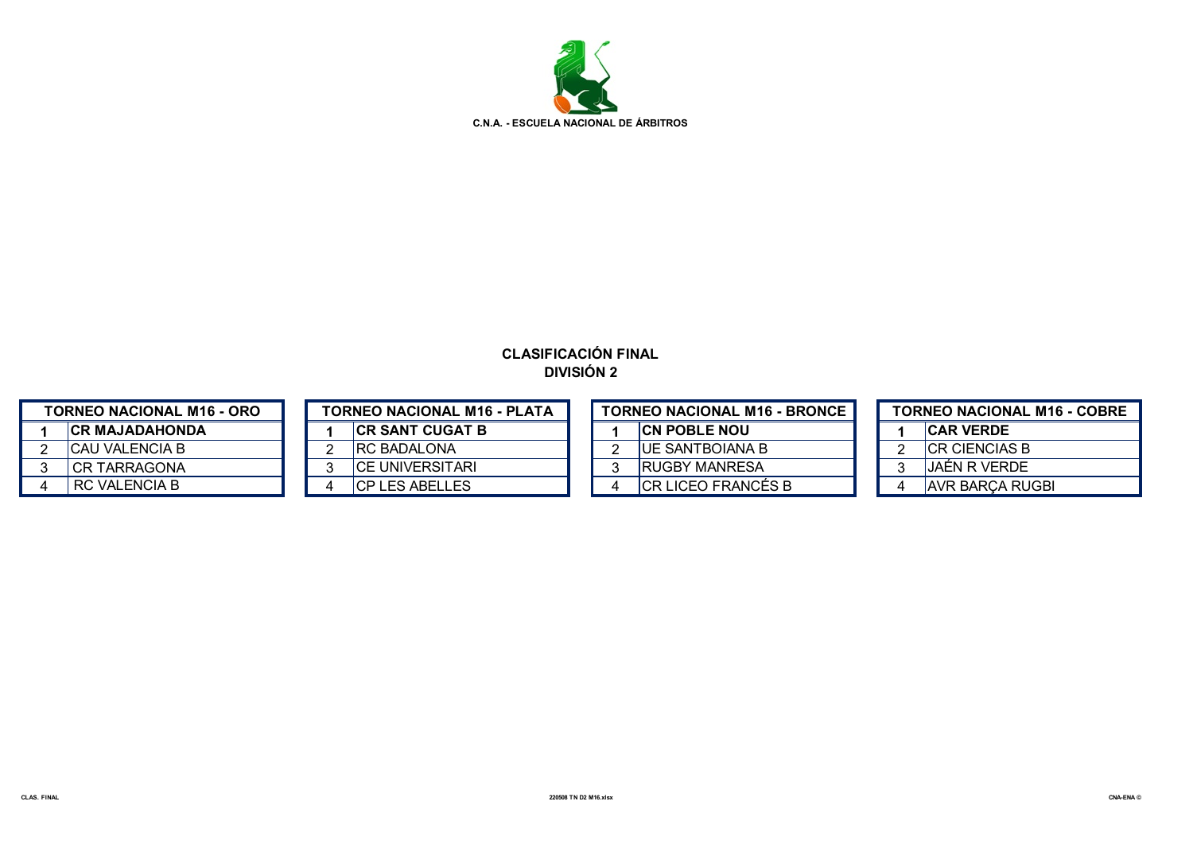C.N.A. - ESCUELA NACIONAL DE ÁRBITROS

## CLASIFICACIÓN FINAL
## DIVISIÓN 2

| TORNEO NACIONAL M16 - ORO | |
|---|---|
| **1** | **CR MAJADAHONDA** |
| 2 | CAU VALENCIA B |
| 3 | CR TARRAGONA |
| 4 | RC VALENCIA B |

| TORNEO NACIONAL M16 - PLATA | |
|---|---|
| **1** | **CR SANT CUGAT B** |
| 2 | RC BADALONA |
| 3 | CE UNIVERSITARI |
| 4 | CP LES ABELLES |

| TORNEO NACIONAL M16 - BRONCE | |
|---|---|
| **1** | **CN POBLE NOU** |
| 2 | UE SANTBOIANA B |
| 3 | RUGBY MANRESA |
| 4 | CR LICEO FRANCÉS B |

| TORNEO NACIONAL M16 - COBRE | |
|---|---|
| **1** | **CAR VERDE** |
| 2 | CR CIENCIAS B |
| 3 | JAÉN R VERDE |
| 4 | AVR BARÇA RUGBI |